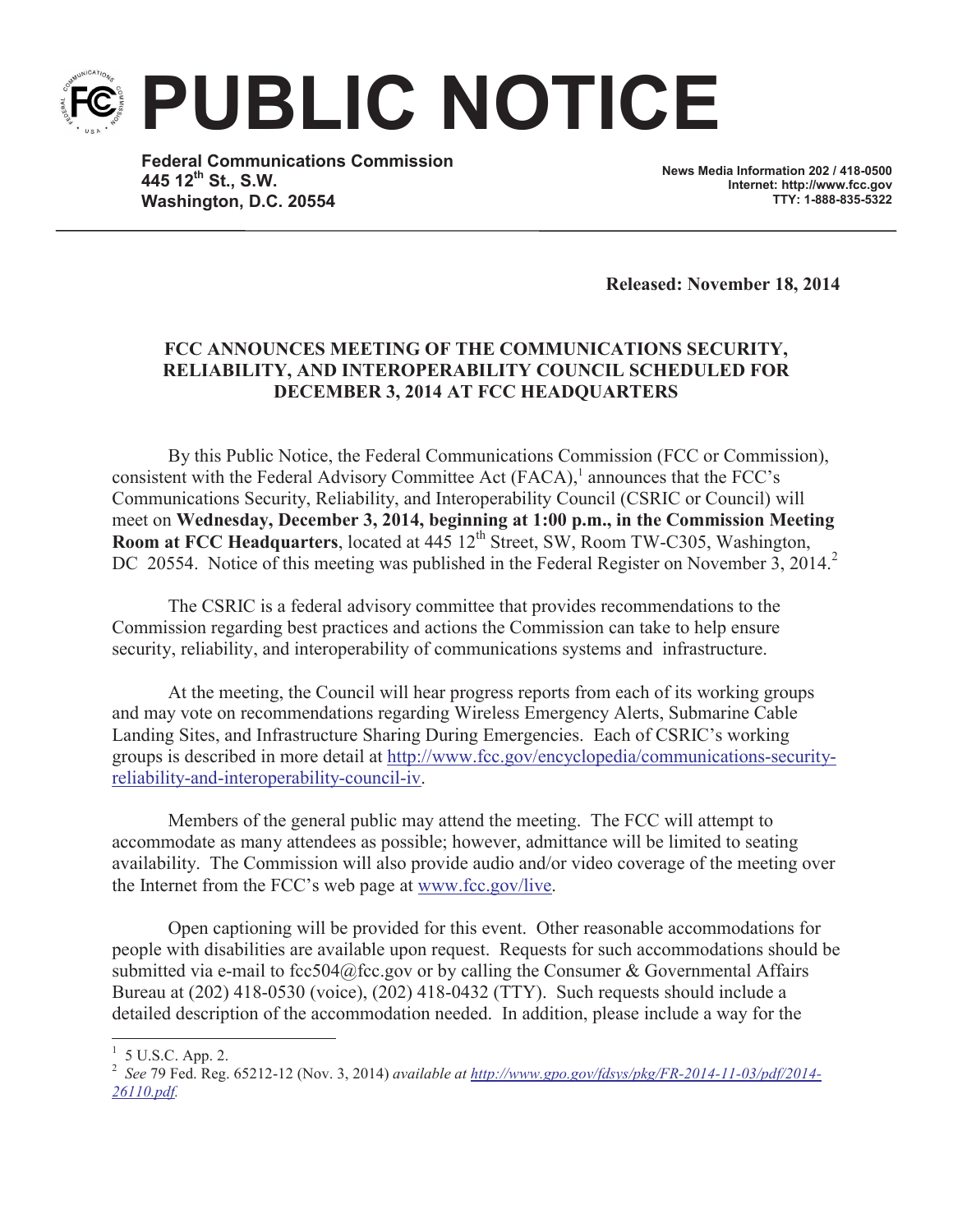# PUBLIC NOTICE

**Federal Communications Commission**
**445 12th St., S.W.**
**Washington, D.C. 20554**

**News Media Information 202 / 418-0500**
**Internet: http://www.fcc.gov**
**TTY: 1-888-835-5322**

**Released: November 18, 2014**

**FCC ANNOUNCES MEETING OF THE COMMUNICATIONS SECURITY, RELIABILITY, AND INTEROPERABILITY COUNCIL SCHEDULED FOR DECEMBER 3, 2014 AT FCC HEADQUARTERS**

By this Public Notice, the Federal Communications Commission (FCC or Commission), consistent with the Federal Advisory Committee Act (FACA),[1] announces that the FCC's Communications Security, Reliability, and Interoperability Council (CSRIC or Council) will meet on **Wednesday, December 3, 2014, beginning at 1:00 p.m., in the Commission Meeting Room at FCC Headquarters**, located at 445 12th Street, SW, Room TW-C305, Washington, DC 20554. Notice of this meeting was published in the Federal Register on November 3, 2014.[2]

The CSRIC is a federal advisory committee that provides recommendations to the Commission regarding best practices and actions the Commission can take to help ensure security, reliability, and interoperability of communications systems and infrastructure.

At the meeting, the Council will hear progress reports from each of its working groups and may vote on recommendations regarding Wireless Emergency Alerts, Submarine Cable Landing Sites, and Infrastructure Sharing During Emergencies. Each of CSRIC's working groups is described in more detail at http://www.fcc.gov/encyclopedia/communications-security-reliability-and-interoperability-council-iv.

Members of the general public may attend the meeting. The FCC will attempt to accommodate as many attendees as possible; however, admittance will be limited to seating availability. The Commission will also provide audio and/or video coverage of the meeting over the Internet from the FCC's web page at www.fcc.gov/live.

Open captioning will be provided for this event. Other reasonable accommodations for people with disabilities are available upon request. Requests for such accommodations should be submitted via e-mail to fcc504@fcc.gov or by calling the Consumer & Governmental Affairs Bureau at (202) 418-0530 (voice), (202) 418-0432 (TTY). Such requests should include a detailed description of the accommodation needed. In addition, please include a way for the

---

[1] 5 U.S.C. App. 2.

[2] *See* 79 Fed. Reg. 65212-12 (Nov. 3, 2014) *available at http://www.gpo.gov/fdsys/pkg/FR-2014-11-03/pdf/2014-26110.pdf.*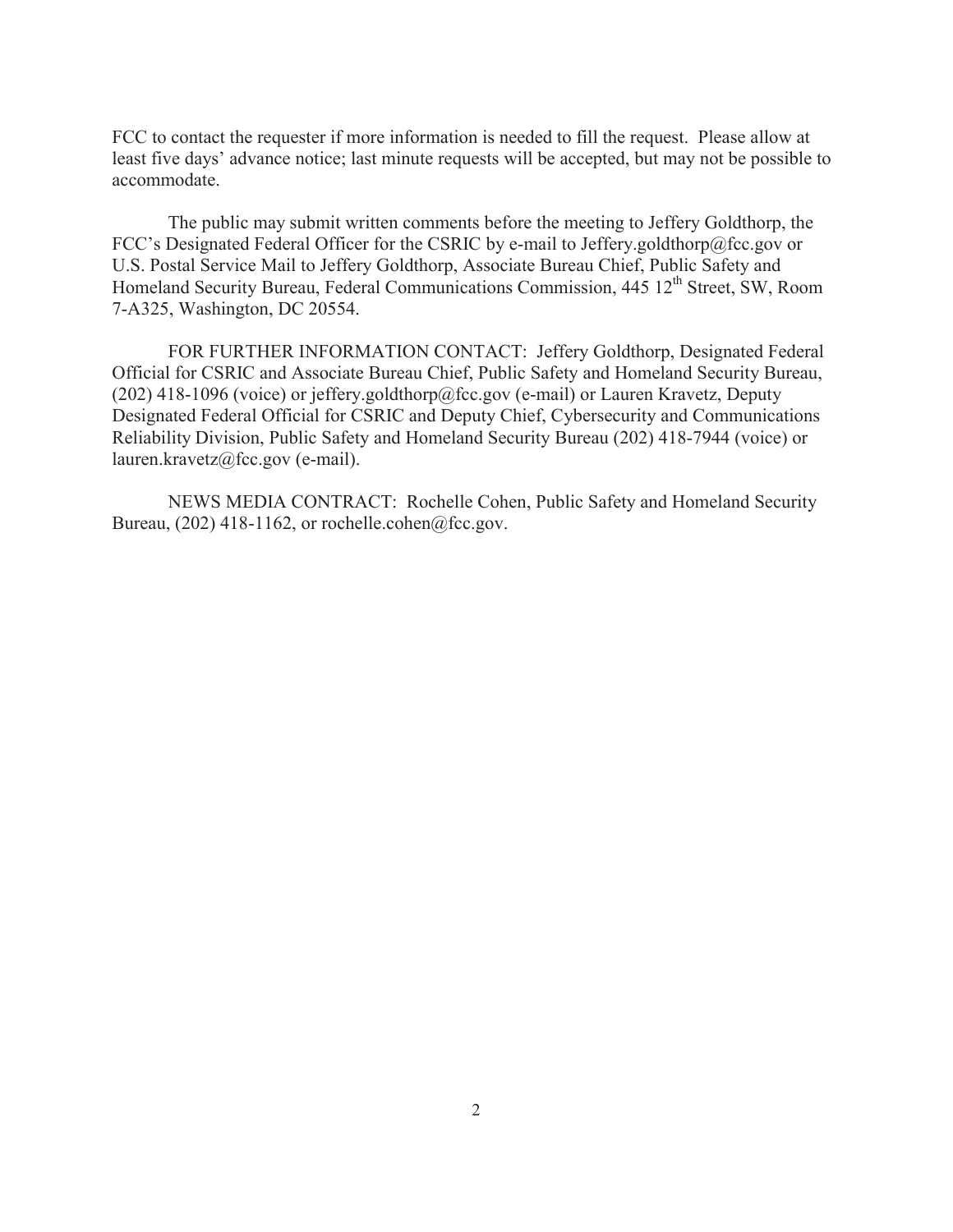FCC to contact the requester if more information is needed to fill the request. Please allow at least five days' advance notice; last minute requests will be accepted, but may not be possible to accommodate.

The public may submit written comments before the meeting to Jeffery Goldthorp, the FCC's Designated Federal Officer for the CSRIC by e-mail to Jeffery.goldthorp@fcc.gov or U.S. Postal Service Mail to Jeffery Goldthorp, Associate Bureau Chief, Public Safety and Homeland Security Bureau, Federal Communications Commission, 445 12th Street, SW, Room 7-A325, Washington, DC 20554.

FOR FURTHER INFORMATION CONTACT: Jeffery Goldthorp, Designated Federal Official for CSRIC and Associate Bureau Chief, Public Safety and Homeland Security Bureau, (202) 418-1096 (voice) or jeffery.goldthorp@fcc.gov (e-mail) or Lauren Kravetz, Deputy Designated Federal Official for CSRIC and Deputy Chief, Cybersecurity and Communications Reliability Division, Public Safety and Homeland Security Bureau (202) 418-7944 (voice) or lauren.kravetz@fcc.gov (e-mail).

NEWS MEDIA CONTRACT: Rochelle Cohen, Public Safety and Homeland Security Bureau, (202) 418-1162, or rochelle.cohen@fcc.gov.